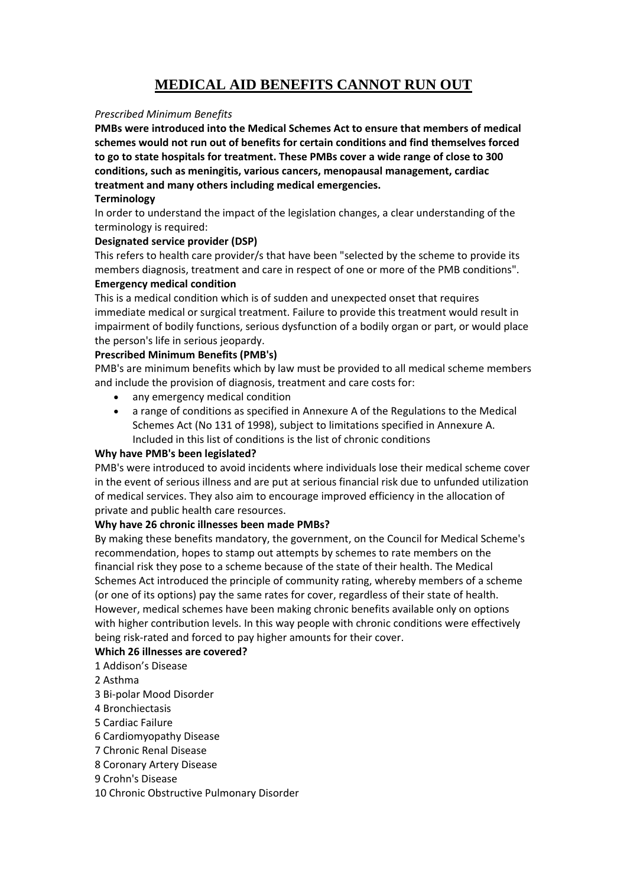# MEDICAL AID BENEFITS CANNOT RUN OUT

*Prescribed Minimum Benefits*

**PMBs were introduced into the Medical Schemes Act to ensure that members of medical schemes would not run out of benefits for certain conditions and find themselves forced to go to state hospitals for treatment. These PMBs cover a wide range of close to 300 conditions, such as meningitis, various cancers, menopausal management, cardiac treatment and many others including medical emergencies.**

**Terminology**

In order to understand the impact of the legislation changes, a clear understanding of the terminology is required:

**Designated service provider (DSP)**

This refers to health care provider/s that have been "selected by the scheme to provide its members diagnosis, treatment and care in respect of one or more of the PMB conditions".

**Emergency medical condition**

This is a medical condition which is of sudden and unexpected onset that requires immediate medical or surgical treatment. Failure to provide this treatment would result in impairment of bodily functions, serious dysfunction of a bodily organ or part, or would place the person's life in serious jeopardy.

**Prescribed Minimum Benefits (PMB's)**

PMB's are minimum benefits which by law must be provided to all medical scheme members and include the provision of diagnosis, treatment and care costs for:

- any emergency medical condition
- a range of conditions as specified in Annexure A of the Regulations to the Medical Schemes Act (No 131 of 1998), subject to limitations specified in Annexure A. Included in this list of conditions is the list of chronic conditions

**Why have PMB's been legislated?**

PMB's were introduced to avoid incidents where individuals lose their medical scheme cover in the event of serious illness and are put at serious financial risk due to unfunded utilization of medical services. They also aim to encourage improved efficiency in the allocation of private and public health care resources.

**Why have 26 chronic illnesses been made PMBs?**

By making these benefits mandatory, the government, on the Council for Medical Scheme's recommendation, hopes to stamp out attempts by schemes to rate members on the financial risk they pose to a scheme because of the state of their health. The Medical Schemes Act introduced the principle of community rating, whereby members of a scheme (or one of its options) pay the same rates for cover, regardless of their state of health. However, medical schemes have been making chronic benefits available only on options with higher contribution levels. In this way people with chronic conditions were effectively being risk-rated and forced to pay higher amounts for their cover.

**Which 26 illnesses are covered?**

1 Addison's Disease
2 Asthma
3 Bi-polar Mood Disorder
4 Bronchiectasis
5 Cardiac Failure
6 Cardiomyopathy Disease
7 Chronic Renal Disease
8 Coronary Artery Disease
9 Crohn's Disease
10 Chronic Obstructive Pulmonary Disorder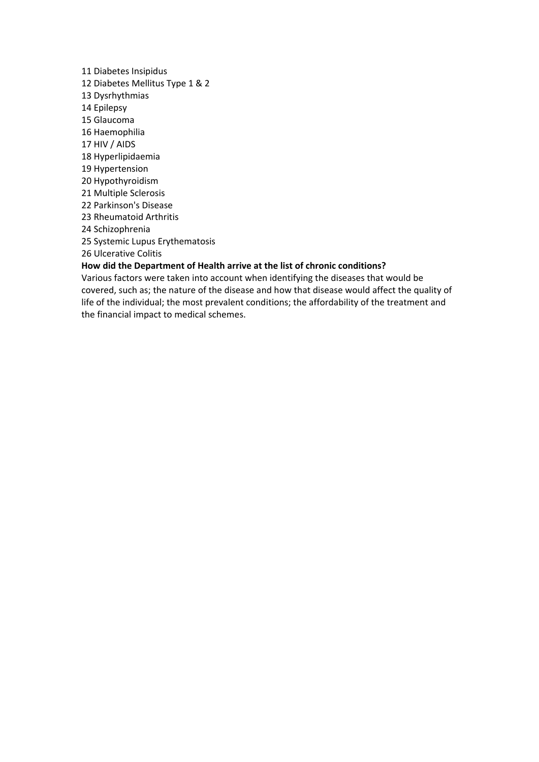11 Diabetes Insipidus
12 Diabetes Mellitus Type 1 & 2
13 Dysrhythmias
14 Epilepsy
15 Glaucoma
16 Haemophilia
17 HIV / AIDS
18 Hyperlipidaemia
19 Hypertension
20 Hypothyroidism
21 Multiple Sclerosis
22 Parkinson's Disease
23 Rheumatoid Arthritis
24 Schizophrenia
25 Systemic Lupus Erythematosis
26 Ulcerative Colitis

**How did the Department of Health arrive at the list of chronic conditions?**

Various factors were taken into account when identifying the diseases that would be covered, such as; the nature of the disease and how that disease would affect the quality of life of the individual; the most prevalent conditions; the affordability of the treatment and the financial impact to medical schemes.